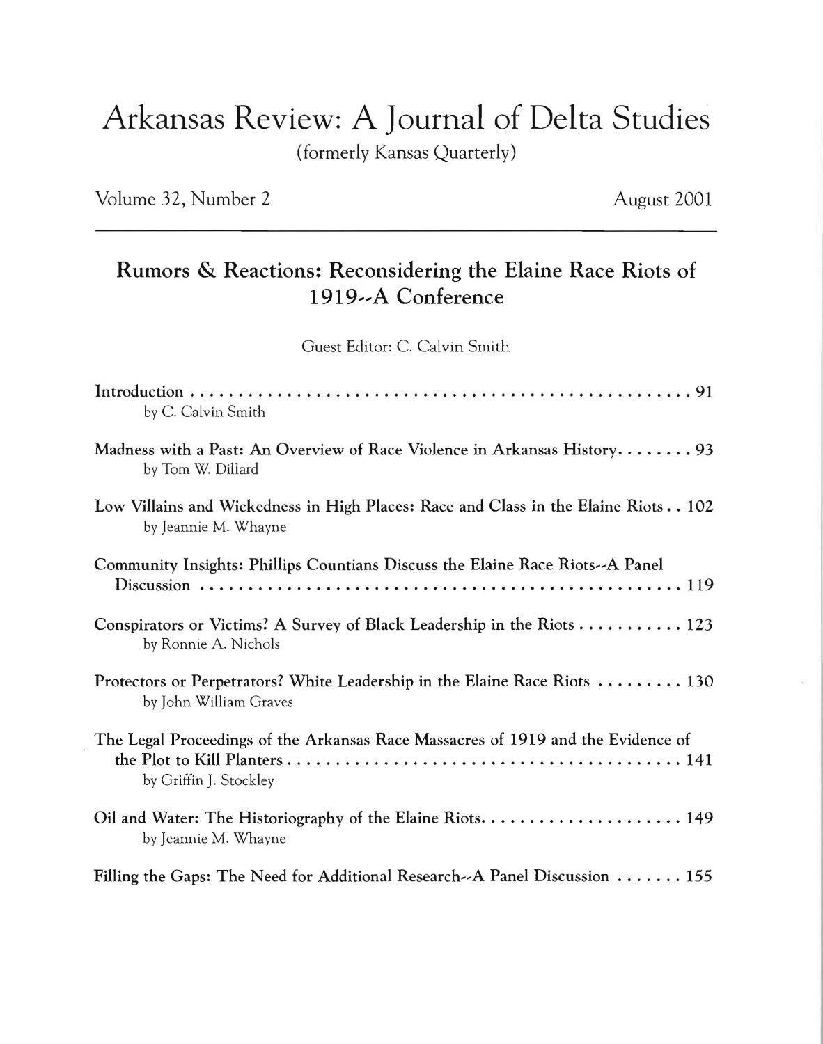# Arkansas Review: A Journal of Delta Studies

(formerly Kansas Quarterly)

Volume 32, Number 2 — August 2001

---

## Rumors & Reactions: Reconsidering the Elaine Race Riots of 1919--A Conference

Guest Editor: C. Calvin Smith

**Introduction** . . . . . . . . . . . . . . . . . . . . . . . . . . . . . . . . . . . . . . . . . . . . . . . . . . . . . 91
by C. Calvin Smith

**Madness with a Past: An Overview of Race Violence in Arkansas History** . . . . . . . . 93
by Tom W. Dillard

**Low Villains and Wickedness in High Places: Race and Class in the Elaine Riots** . . 102
by Jeannie M. Whayne

**Community Insights: Phillips Countians Discuss the Elaine Race Riots--A Panel Discussion** . . . . . . . . . . . . . . . . . . . . . . . . . . . . . . . . . . . . . . . . . . . . . . . . . 119

**Conspirators or Victims? A Survey of Black Leadership in the Riots** . . . . . . . . . . . 123
by Ronnie A. Nichols

**Protectors or Perpetrators? White Leadership in the Elaine Race Riots** . . . . . . . . . 130
by John William Graves

**The Legal Proceedings of the Arkansas Race Massacres of 1919 and the Evidence of the Plot to Kill Planters** . . . . . . . . . . . . . . . . . . . . . . . . . . . . . . . . . . . . . . . . . 141
by Griffin J. Stockley

**Oil and Water: The Historiography of the Elaine Riots** . . . . . . . . . . . . . . . . . . . . . 149
by Jeannie M. Whayne

**Filling the Gaps: The Need for Additional Research--A Panel Discussion** . . . . . . . 155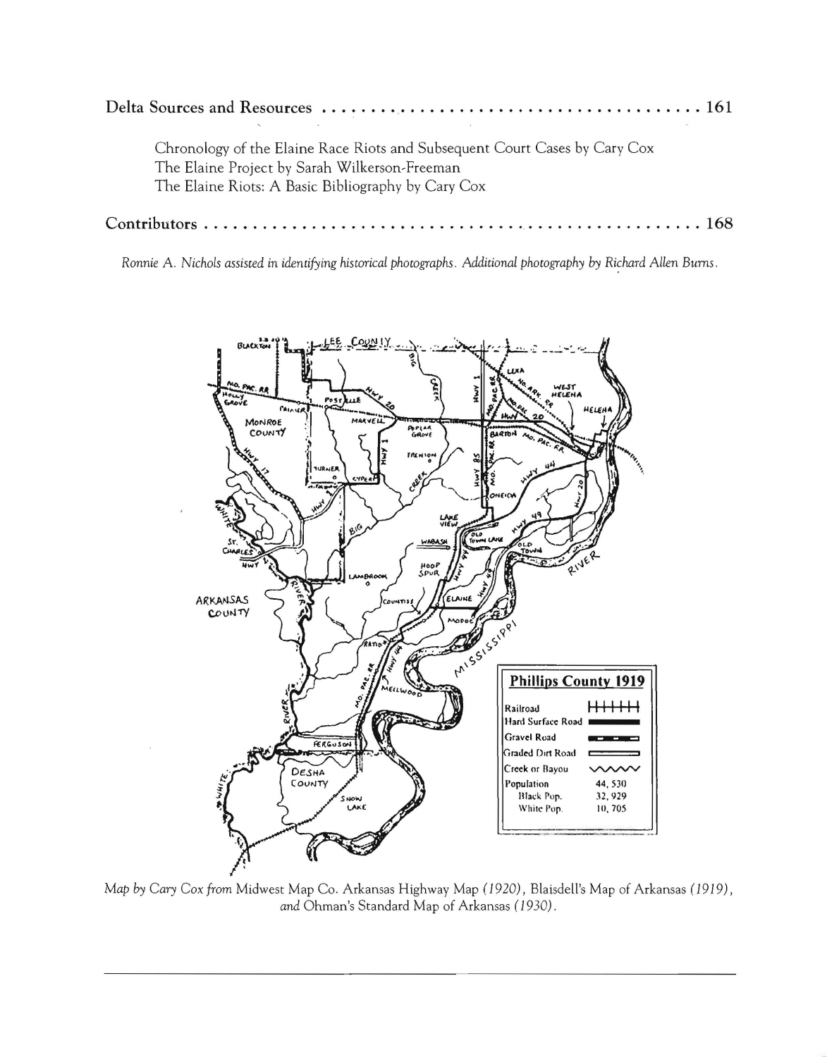**Delta Sources and Resources** . . . . . . . . . . . . . . . . . . . . . . . . . . . . . . . . . . . . . . . . 161

Chronology of the Elaine Race Riots and Subsequent Court Cases by Cary Cox
The Elaine Project by Sarah Wilkerson-Freeman
The Elaine Riots: A Basic Bibliography by Cary Cox

**Contributors** . . . . . . . . . . . . . . . . . . . . . . . . . . . . . . . . . . . . . . . . . . . . . . . . . . . 168

*Ronnie A. Nichols assisted in identifying historical photographs. Additional photography by Richard Allen Burns.*

Phillips County 1919

Railroad
Hard Surface Road
Gravel Road
Graded Dirt Road
Creek or Bayou
Population 44, 530
Black Pop. 32, 929
White Pop. 10, 705

*Map by Cary Cox from* Midwest Map Co. Arkansas Highway Map *(1920),* Blaisdell's Map of Arkansas *(1919), and* Ohman's Standard Map of Arkansas *(1930).*